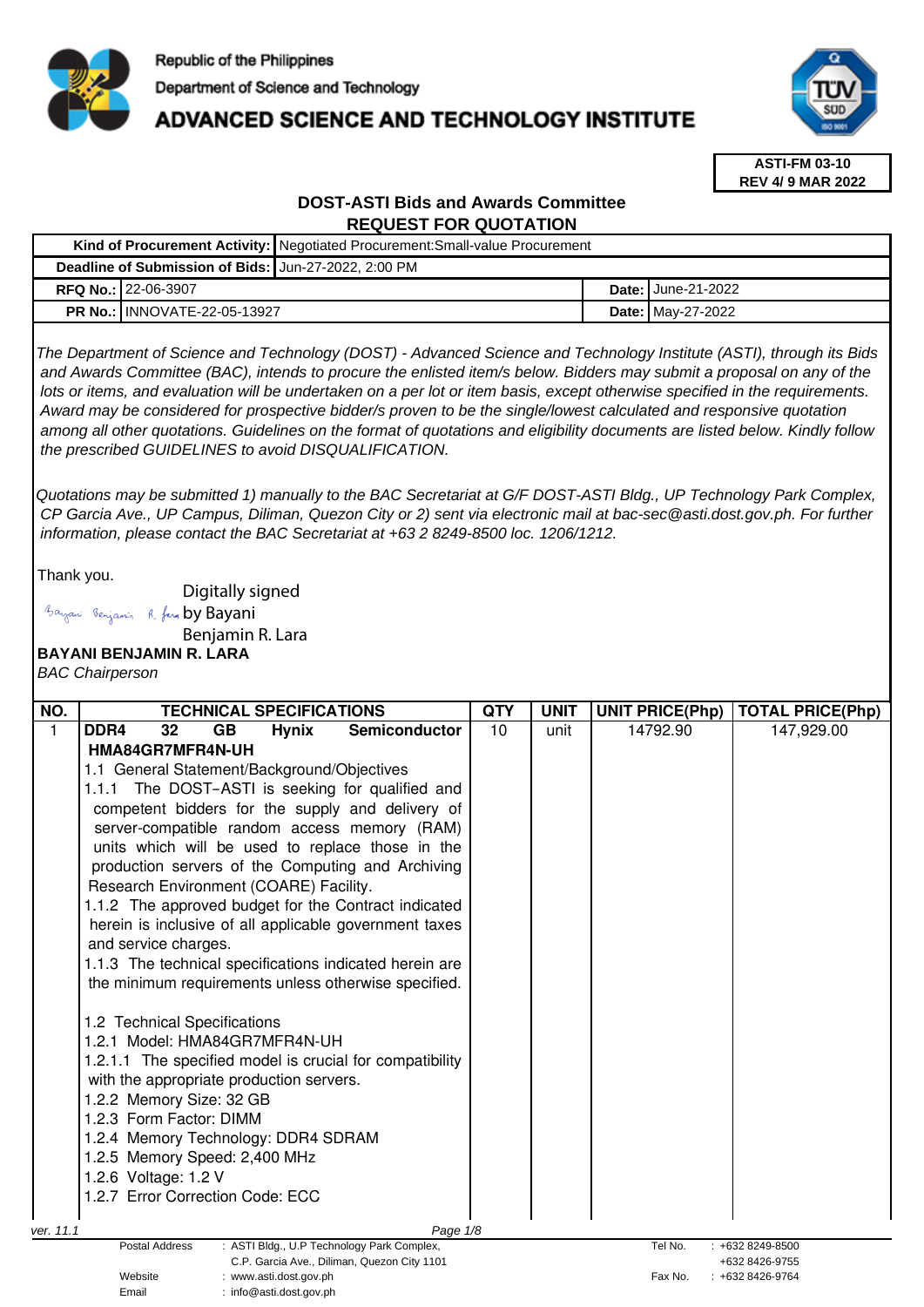Republic of the Philippines
Department of Science and Technology
**ADVANCED SCIENCE AND TECHNOLOGY INSTITUTE**

**ASTI-FM 03-10**
**REV 4/ 9 MAR 2022**

## DOST-ASTI Bids and Awards Committee
## REQUEST FOR QUOTATION

| | | | |
|---|---|---|---|
| **Kind of Procurement Activity:** | Negotiated Procurement:Small-value Procurement | | |
| **Deadline of Submission of Bids:** | Jun-27-2022, 2:00 PM | | |
| **RFQ No.:** | 22-06-3907 | **Date:** | June-21-2022 |
| **PR No.:** | INNOVATE-22-05-13927 | **Date:** | May-27-2022 |

*The Department of Science and Technology (DOST) - Advanced Science and Technology Institute (ASTI), through its Bids and Awards Committee (BAC), intends to procure the enlisted item/s below. Bidders may submit a proposal on any of the lots or items, and evaluation will be undertaken on a per lot or item basis, except otherwise specified in the requirements. Award may be considered for prospective bidder/s proven to be the single/lowest calculated and responsive quotation among all other quotations. Guidelines on the format of quotations and eligibility documents are listed below. Kindly follow the prescribed GUIDELINES to avoid DISQUALIFICATION.*

*Quotations may be submitted 1) manually to the BAC Secretariat at G/F DOST-ASTI Bldg., UP Technology Park Complex, CP Garcia Ave., UP Campus, Diliman, Quezon City or 2) sent via electronic mail at bac-sec@asti.dost.gov.ph. For further information, please contact the BAC Secretariat at +63 2 8249-8500 loc. 1206/1212.*

Thank you.

Digitally signed by Bayani Benjamin R. Lara

**BAYANI BENJAMIN R. LARA**
*BAC Chairperson*

| NO. | TECHNICAL SPECIFICATIONS | QTY | UNIT | UNIT PRICE(Php) | TOTAL PRICE(Php) |
|---|---|---|---|---|---|
| 1 | **DDR4 32 GB Hynix Semiconductor HMA84GR7MFR4N-UH**<br>1.1 General Statement/Background/Objectives<br>1.1.1 The DOST-ASTI is seeking for qualified and competent bidders for the supply and delivery of server-compatible random access memory (RAM) units which will be used to replace those in the production servers of the Computing and Archiving Research Environment (COARE) Facility.<br>1.1.2 The approved budget for the Contract indicated herein is inclusive of all applicable government taxes and service charges.<br>1.1.3 The technical specifications indicated herein are the minimum requirements unless otherwise specified.<br><br>1.2 Technical Specifications<br>1.2.1 Model: HMA84GR7MFR4N-UH<br>1.2.1.1 The specified model is crucial for compatibility with the appropriate production servers.<br>1.2.2 Memory Size: 32 GB<br>1.2.3 Form Factor: DIMM<br>1.2.4 Memory Technology: DDR4 SDRAM<br>1.2.5 Memory Speed: 2,400 MHz<br>1.2.6 Voltage: 1.2 V<br>1.2.7 Error Correction Code: ECC | 10 | unit | 14792.90 | 147,929.00 |

ver. 11.1

| | | | |
|---|---|---|---|
| Postal Address | : ASTI Bldg., U.P Technology Park Complex, C.P. Garcia Ave., Diliman, Quezon City 1101 | Tel No. | : +632 8249-8500<br>+632 8426-9755 |
| Website | : www.asti.dost.gov.ph | Fax No. | : +632 8426-9764 |
| Email | : info@asti.dost.gov.ph | | |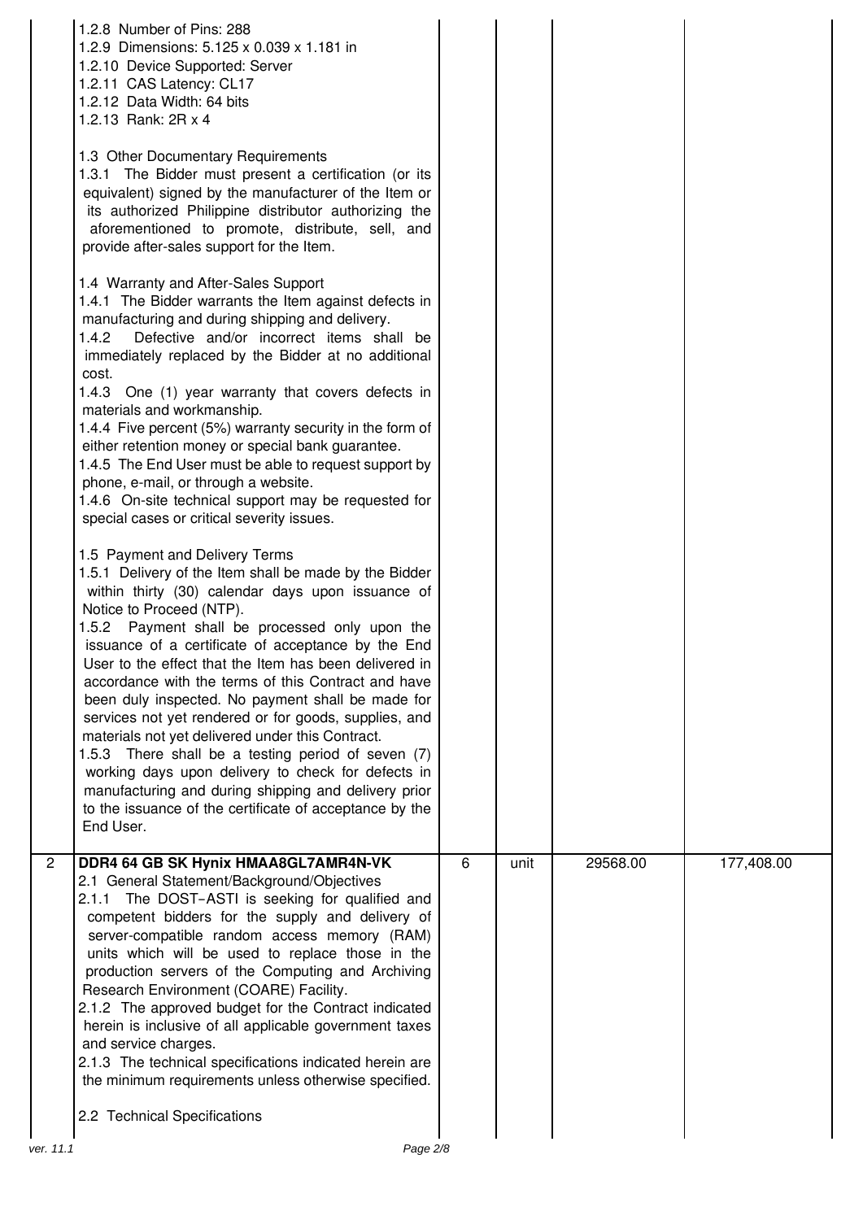| | | | | | |
|---|---|---|---|---|---|
| | 1.2.8 Number of Pins: 288<br>1.2.9 Dimensions: 5.125 x 0.039 x 1.181 in<br>1.2.10 Device Supported: Server<br>1.2.11 CAS Latency: CL17<br>1.2.12 Data Width: 64 bits<br>1.2.13 Rank: 2R x 4<br><br>1.3 Other Documentary Requirements<br>1.3.1 The Bidder must present a certification (or its equivalent) signed by the manufacturer of the Item or its authorized Philippine distributor authorizing the aforementioned to promote, distribute, sell, and provide after-sales support for the Item.<br><br>1.4 Warranty and After-Sales Support<br>1.4.1 The Bidder warrants the Item against defects in manufacturing and during shipping and delivery.<br>1.4.2 Defective and/or incorrect items shall be immediately replaced by the Bidder at no additional cost.<br>1.4.3 One (1) year warranty that covers defects in materials and workmanship.<br>1.4.4 Five percent (5%) warranty security in the form of either retention money or special bank guarantee.<br>1.4.5 The End User must be able to request support by phone, e-mail, or through a website.<br>1.4.6 On-site technical support may be requested for special cases or critical severity issues.<br><br>1.5 Payment and Delivery Terms<br>1.5.1 Delivery of the Item shall be made by the Bidder within thirty (30) calendar days upon issuance of Notice to Proceed (NTP).<br>1.5.2 Payment shall be processed only upon the issuance of a certificate of acceptance by the End User to the effect that the Item has been delivered in accordance with the terms of this Contract and have been duly inspected. No payment shall be made for services not yet rendered or for goods, supplies, and materials not yet delivered under this Contract.<br>1.5.3 There shall be a testing period of seven (7) working days upon delivery to check for defects in manufacturing and during shipping and delivery prior to the issuance of the certificate of acceptance by the End User. | | | | |
| 2 | **DDR4 64 GB SK Hynix HMAA8GL7AMR4N-VK**<br>2.1 General Statement/Background/Objectives<br>2.1.1 The DOST–ASTI is seeking for qualified and competent bidders for the supply and delivery of server-compatible random access memory (RAM) units which will be used to replace those in the production servers of the Computing and Archiving Research Environment (COARE) Facility.<br>2.1.2 The approved budget for the Contract indicated herein is inclusive of all applicable government taxes and service charges.<br>2.1.3 The technical specifications indicated herein are the minimum requirements unless otherwise specified.<br><br>2.2 Technical Specifications | 6 | unit | 29568.00 | 177,408.00 |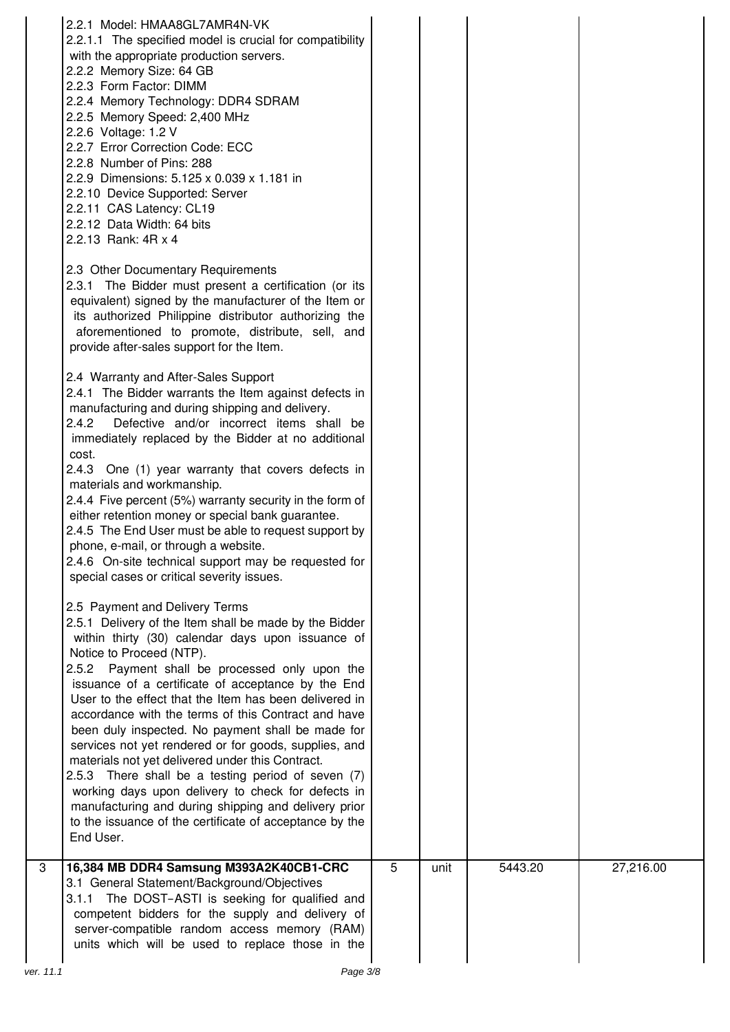| | | | | | |
|---|---|---|---|---|---|
| | 2.2.1 Model: HMAA8GL7AMR4N-VK<br>2.2.1.1 The specified model is crucial for compatibility with the appropriate production servers.<br>2.2.2 Memory Size: 64 GB<br>2.2.3 Form Factor: DIMM<br>2.2.4 Memory Technology: DDR4 SDRAM<br>2.2.5 Memory Speed: 2,400 MHz<br>2.2.6 Voltage: 1.2 V<br>2.2.7 Error Correction Code: ECC<br>2.2.8 Number of Pins: 288<br>2.2.9 Dimensions: 5.125 x 0.039 x 1.181 in<br>2.2.10 Device Supported: Server<br>2.2.11 CAS Latency: CL19<br>2.2.12 Data Width: 64 bits<br>2.2.13 Rank: 4R x 4<br><br>2.3 Other Documentary Requirements<br>2.3.1 The Bidder must present a certification (or its equivalent) signed by the manufacturer of the Item or its authorized Philippine distributor authorizing the aforementioned to promote, distribute, sell, and provide after-sales support for the Item.<br><br>2.4 Warranty and After-Sales Support<br>2.4.1 The Bidder warrants the Item against defects in manufacturing and during shipping and delivery.<br>2.4.2 Defective and/or incorrect items shall be immediately replaced by the Bidder at no additional cost.<br>2.4.3 One (1) year warranty that covers defects in materials and workmanship.<br>2.4.4 Five percent (5%) warranty security in the form of either retention money or special bank guarantee.<br>2.4.5 The End User must be able to request support by phone, e-mail, or through a website.<br>2.4.6 On-site technical support may be requested for special cases or critical severity issues.<br><br>2.5 Payment and Delivery Terms<br>2.5.1 Delivery of the Item shall be made by the Bidder within thirty (30) calendar days upon issuance of Notice to Proceed (NTP).<br>2.5.2 Payment shall be processed only upon the issuance of a certificate of acceptance by the End User to the effect that the Item has been delivered in accordance with the terms of this Contract and have been duly inspected. No payment shall be made for services not yet rendered or for goods, supplies, and materials not yet delivered under this Contract.<br>2.5.3 There shall be a testing period of seven (7) working days upon delivery to check for defects in manufacturing and during shipping and delivery prior to the issuance of the certificate of acceptance by the End User. | | | | |
| 3 | **16,384 MB DDR4 Samsung M393A2K40CB1-CRC**<br>3.1 General Statement/Background/Objectives<br>3.1.1 The DOST-ASTI is seeking for qualified and competent bidders for the supply and delivery of server-compatible random access memory (RAM) units which will be used to replace those in the | 5 | unit | 5443.20 | 27,216.00 |

ver. 11.1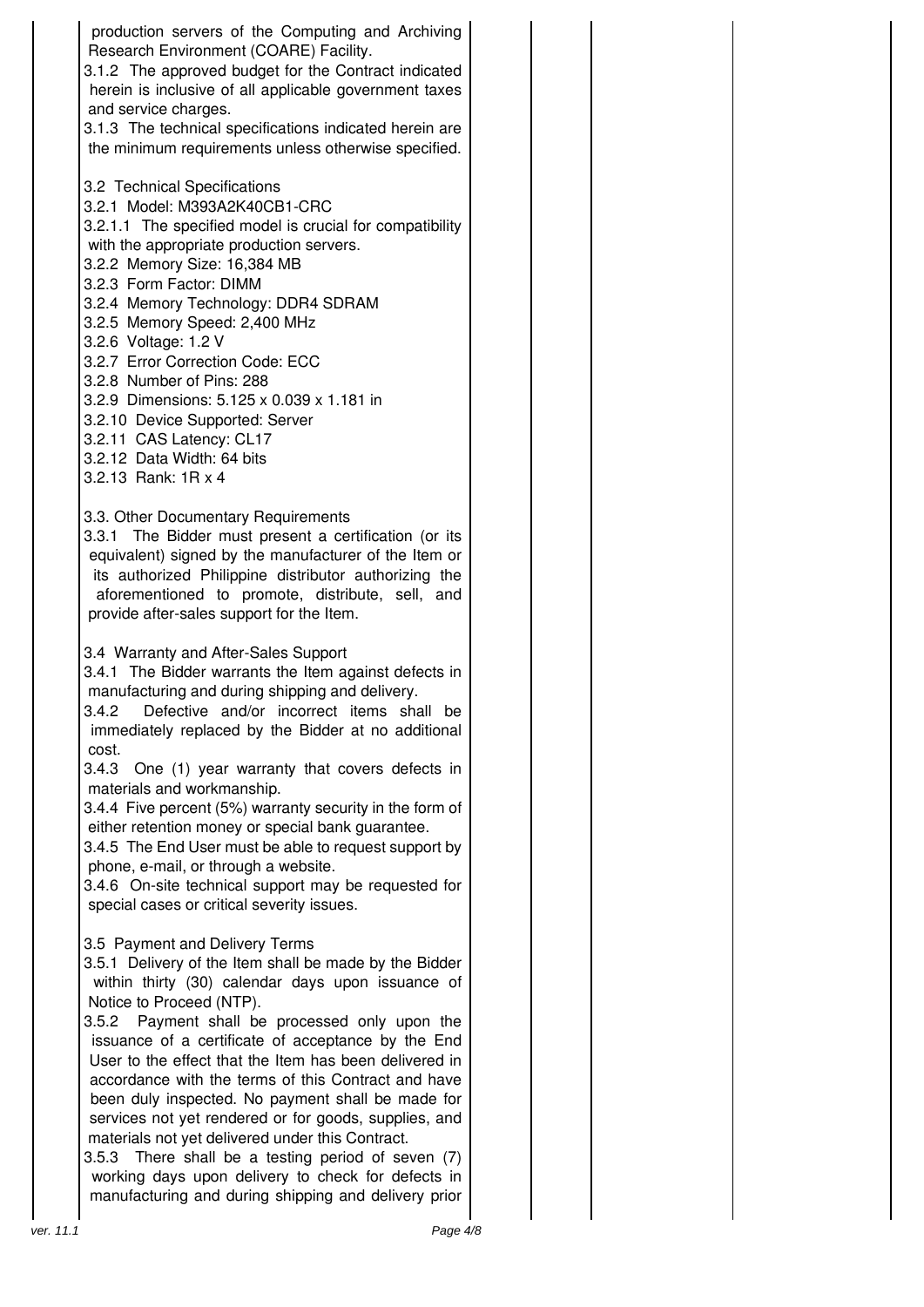| | | | | |
|---|---|---|---|---|
| | production servers of the Computing and Archiving Research Environment (COARE) Facility.<br>3.1.2 The approved budget for the Contract indicated herein is inclusive of all applicable government taxes and service charges.<br>3.1.3 The technical specifications indicated herein are the minimum requirements unless otherwise specified.<br><br>3.2 Technical Specifications<br>3.2.1 Model: M393A2K40CB1-CRC<br>3.2.1.1 The specified model is crucial for compatibility with the appropriate production servers.<br>3.2.2 Memory Size: 16,384 MB<br>3.2.3 Form Factor: DIMM<br>3.2.4 Memory Technology: DDR4 SDRAM<br>3.2.5 Memory Speed: 2,400 MHz<br>3.2.6 Voltage: 1.2 V<br>3.2.7 Error Correction Code: ECC<br>3.2.8 Number of Pins: 288<br>3.2.9 Dimensions: 5.125 x 0.039 x 1.181 in<br>3.2.10 Device Supported: Server<br>3.2.11 CAS Latency: CL17<br>3.2.12 Data Width: 64 bits<br>3.2.13 Rank: 1R x 4<br><br>3.3. Other Documentary Requirements<br>3.3.1 The Bidder must present a certification (or its equivalent) signed by the manufacturer of the Item or its authorized Philippine distributor authorizing the aforementioned to promote, distribute, sell, and provide after-sales support for the Item.<br><br>3.4 Warranty and After-Sales Support<br>3.4.1 The Bidder warrants the Item against defects in manufacturing and during shipping and delivery.<br>3.4.2 Defective and/or incorrect items shall be immediately replaced by the Bidder at no additional cost.<br>3.4.3 One (1) year warranty that covers defects in materials and workmanship.<br>3.4.4 Five percent (5%) warranty security in the form of either retention money or special bank guarantee.<br>3.4.5 The End User must be able to request support by phone, e-mail, or through a website.<br>3.4.6 On-site technical support may be requested for special cases or critical severity issues.<br><br>3.5 Payment and Delivery Terms<br>3.5.1 Delivery of the Item shall be made by the Bidder within thirty (30) calendar days upon issuance of Notice to Proceed (NTP).<br>3.5.2 Payment shall be processed only upon the issuance of a certificate of acceptance by the End User to the effect that the Item has been delivered in accordance with the terms of this Contract and have been duly inspected. No payment shall be made for services not yet rendered or for goods, supplies, and materials not yet delivered under this Contract.<br>3.5.3 There shall be a testing period of seven (7) working days upon delivery to check for defects in manufacturing and during shipping and delivery prior | | | |

ver. 11.1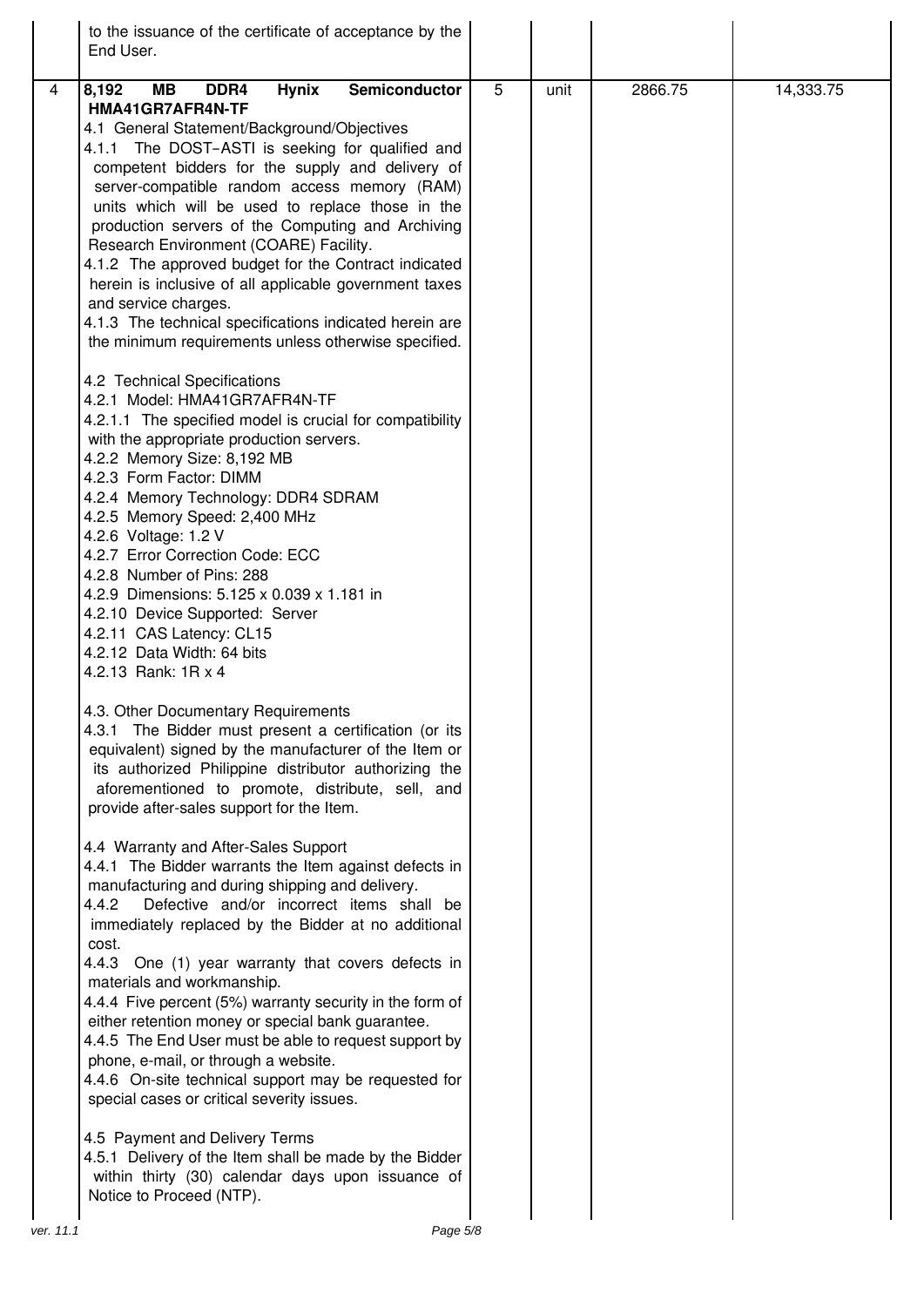| | | | | | |
|---|---|---|---|---|---|
| | to the issuance of the certificate of acceptance by the End User. | | | | |
| 4 | **8,192 MB DDR4 Hynix Semiconductor HMA41GR7AFR4N-TF**<br>4.1 General Statement/Background/Objectives<br>4.1.1 The DOST−ASTI is seeking for qualified and competent bidders for the supply and delivery of server-compatible random access memory (RAM) units which will be used to replace those in the production servers of the Computing and Archiving Research Environment (COARE) Facility.<br>4.1.2 The approved budget for the Contract indicated herein is inclusive of all applicable government taxes and service charges.<br>4.1.3 The technical specifications indicated herein are the minimum requirements unless otherwise specified.<br><br>4.2 Technical Specifications<br>4.2.1 Model: HMA41GR7AFR4N-TF<br>4.2.1.1 The specified model is crucial for compatibility with the appropriate production servers.<br>4.2.2 Memory Size: 8,192 MB<br>4.2.3 Form Factor: DIMM<br>4.2.4 Memory Technology: DDR4 SDRAM<br>4.2.5 Memory Speed: 2,400 MHz<br>4.2.6 Voltage: 1.2 V<br>4.2.7 Error Correction Code: ECC<br>4.2.8 Number of Pins: 288<br>4.2.9 Dimensions: 5.125 x 0.039 x 1.181 in<br>4.2.10 Device Supported: Server<br>4.2.11 CAS Latency: CL15<br>4.2.12 Data Width: 64 bits<br>4.2.13 Rank: 1R x 4<br><br>4.3. Other Documentary Requirements<br>4.3.1 The Bidder must present a certification (or its equivalent) signed by the manufacturer of the Item or its authorized Philippine distributor authorizing the aforementioned to promote, distribute, sell, and provide after-sales support for the Item.<br><br>4.4 Warranty and After-Sales Support<br>4.4.1 The Bidder warrants the Item against defects in manufacturing and during shipping and delivery.<br>4.4.2 Defective and/or incorrect items shall be immediately replaced by the Bidder at no additional cost.<br>4.4.3 One (1) year warranty that covers defects in materials and workmanship.<br>4.4.4 Five percent (5%) warranty security in the form of either retention money or special bank guarantee.<br>4.4.5 The End User must be able to request support by phone, e-mail, or through a website.<br>4.4.6 On-site technical support may be requested for special cases or critical severity issues.<br><br>4.5 Payment and Delivery Terms<br>4.5.1 Delivery of the Item shall be made by the Bidder within thirty (30) calendar days upon issuance of Notice to Proceed (NTP). | 5 | unit | 2866.75 | 14,333.75 |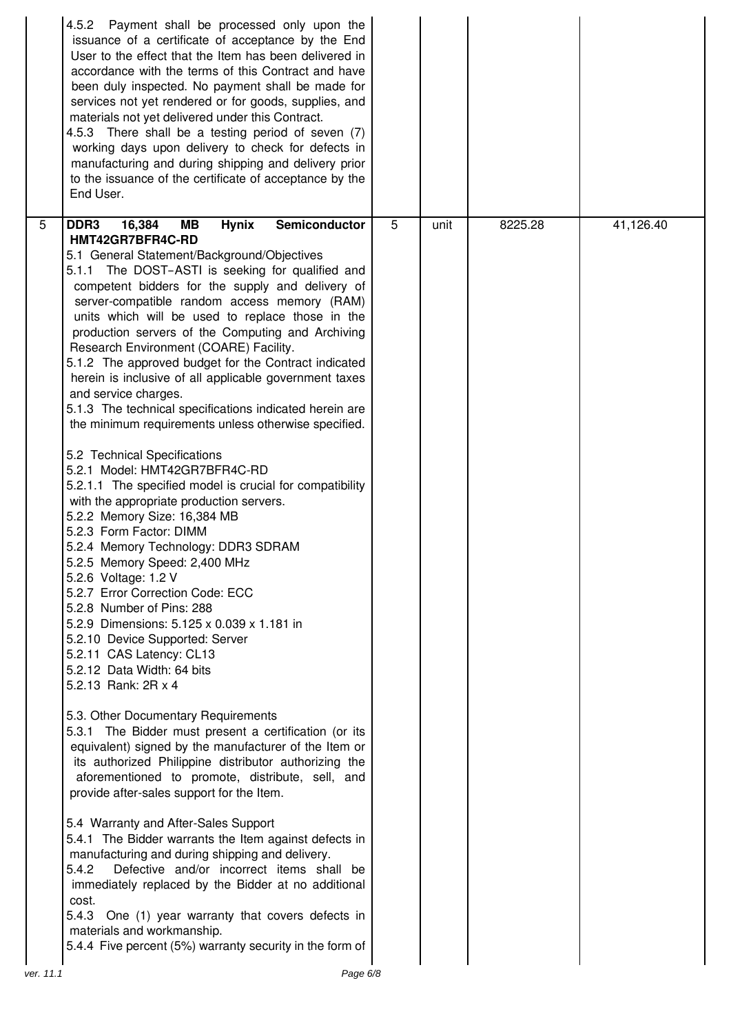| | | | | | |
|---|---|---|---|---|---|
| | 4.5.2 Payment shall be processed only upon the issuance of a certificate of acceptance by the End User to the effect that the Item has been delivered in accordance with the terms of this Contract and have been duly inspected. No payment shall be made for services not yet rendered or for goods, supplies, and materials not yet delivered under this Contract.<br>4.5.3 There shall be a testing period of seven (7) working days upon delivery to check for defects in manufacturing and during shipping and delivery prior to the issuance of the certificate of acceptance by the End User. | | | | |
| 5 | **DDR3 16,384 MB Hynix Semiconductor HMT42GR7BFR4C-RD**<br>5.1 General Statement/Background/Objectives<br>5.1.1 The DOST-ASTI is seeking for qualified and competent bidders for the supply and delivery of server-compatible random access memory (RAM) units which will be used to replace those in the production servers of the Computing and Archiving Research Environment (COARE) Facility.<br>5.1.2 The approved budget for the Contract indicated herein is inclusive of all applicable government taxes and service charges.<br>5.1.3 The technical specifications indicated herein are the minimum requirements unless otherwise specified.<br><br>5.2 Technical Specifications<br>5.2.1 Model: HMT42GR7BFR4C-RD<br>5.2.1.1 The specified model is crucial for compatibility with the appropriate production servers.<br>5.2.2 Memory Size: 16,384 MB<br>5.2.3 Form Factor: DIMM<br>5.2.4 Memory Technology: DDR3 SDRAM<br>5.2.5 Memory Speed: 2,400 MHz<br>5.2.6 Voltage: 1.2 V<br>5.2.7 Error Correction Code: ECC<br>5.2.8 Number of Pins: 288<br>5.2.9 Dimensions: 5.125 x 0.039 x 1.181 in<br>5.2.10 Device Supported: Server<br>5.2.11 CAS Latency: CL13<br>5.2.12 Data Width: 64 bits<br>5.2.13 Rank: 2R x 4<br><br>5.3. Other Documentary Requirements<br>5.3.1 The Bidder must present a certification (or its equivalent) signed by the manufacturer of the Item or its authorized Philippine distributor authorizing the aforementioned to promote, distribute, sell, and provide after-sales support for the Item.<br><br>5.4 Warranty and After-Sales Support<br>5.4.1 The Bidder warrants the Item against defects in manufacturing and during shipping and delivery.<br>5.4.2 Defective and/or incorrect items shall be immediately replaced by the Bidder at no additional cost.<br>5.4.3 One (1) year warranty that covers defects in materials and workmanship.<br>5.4.4 Five percent (5%) warranty security in the form of | 5 | unit | 8225.28 | 41,126.40 |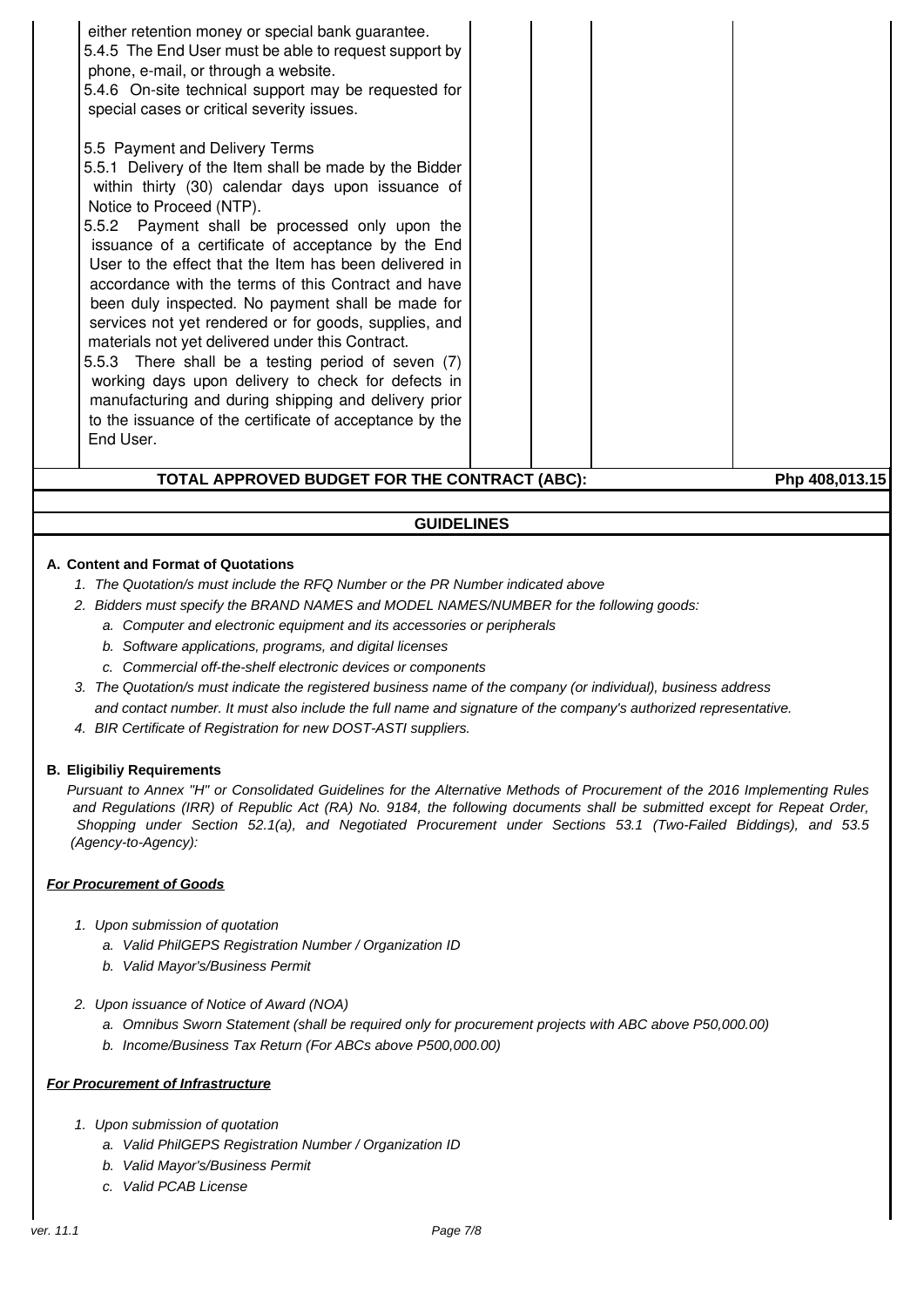| | | | | |
|---|---|---|---|---|
| either retention money or special bank guarantee.<br>5.4.5 The End User must be able to request support by phone, e-mail, or through a website.<br>5.4.6 On-site technical support may be requested for special cases or critical severity issues.<br><br>5.5 Payment and Delivery Terms<br>5.5.1 Delivery of the Item shall be made by the Bidder within thirty (30) calendar days upon issuance of Notice to Proceed (NTP).<br>5.5.2 Payment shall be processed only upon the issuance of a certificate of acceptance by the End User to the effect that the Item has been delivered in accordance with the terms of this Contract and have been duly inspected. No payment shall be made for services not yet rendered or for goods, supplies, and materials not yet delivered under this Contract.<br>5.5.3 There shall be a testing period of seven (7) working days upon delivery to check for defects in manufacturing and during shipping and delivery prior to the issuance of the certificate of acceptance by the End User. | | | | |
| **TOTAL APPROVED BUDGET FOR THE CONTRACT (ABC):** | | | | **Php 408,013.15** |

## GUIDELINES

**A. Content and Format of Quotations**

1. *The Quotation/s must include the RFQ Number or the PR Number indicated above*
2. *Bidders must specify the BRAND NAMES and MODEL NAMES/NUMBER for the following goods:*
   a. *Computer and electronic equipment and its accessories or peripherals*
   b. *Software applications, programs, and digital licenses*
   c. *Commercial off-the-shelf electronic devices or components*
3. *The Quotation/s must indicate the registered business name of the company (or individual), business address and contact number. It must also include the full name and signature of the company's authorized representative.*
4. *BIR Certificate of Registration for new DOST-ASTI suppliers.*

**B. Eligibiliy Requirements**

*Pursuant to Annex "H" or Consolidated Guidelines for the Alternative Methods of Procurement of the 2016 Implementing Rules and Regulations (IRR) of Republic Act (RA) No. 9184, the following documents shall be submitted except for Repeat Order, Shopping under Section 52.1(a), and Negotiated Procurement under Sections 53.1 (Two-Failed Biddings), and 53.5 (Agency-to-Agency):*

***For Procurement of Goods***

1. *Upon submission of quotation*
   a. *Valid PhilGEPS Registration Number / Organization ID*
   b. *Valid Mayor's/Business Permit*
2. *Upon issuance of Notice of Award (NOA)*
   a. *Omnibus Sworn Statement (shall be required only for procurement projects with ABC above P50,000.00)*
   b. *Income/Business Tax Return (For ABCs above P500,000.00)*

***For Procurement of Infrastructure***

1. *Upon submission of quotation*
   a. *Valid PhilGEPS Registration Number / Organization ID*
   b. *Valid Mayor's/Business Permit*
   c. *Valid PCAB License*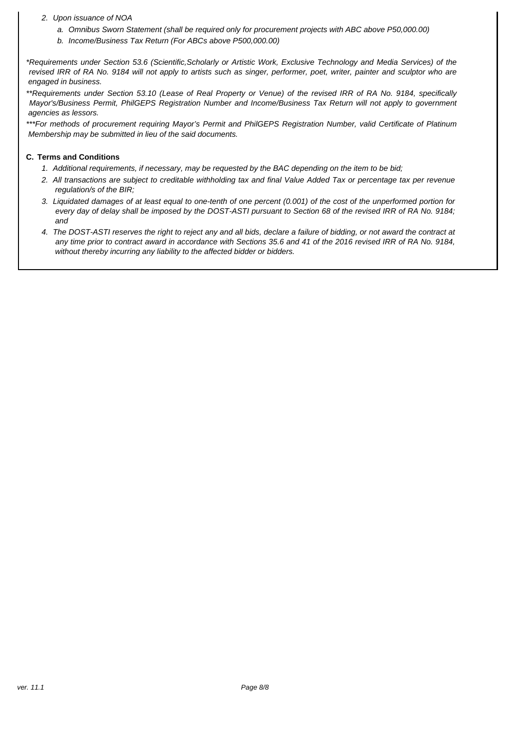2. *Upon issuance of NOA*
   a. *Omnibus Sworn Statement (shall be required only for procurement projects with ABC above P50,000.00)*
   b. *Income/Business Tax Return (For ABCs above P500,000.00)*

**Requirements under Section 53.6 (Scientific,Scholarly or Artistic Work, Exclusive Technology and Media Services) of the revised IRR of RA No. 9184 will not apply to artists such as singer, performer, poet, writer, painter and sculptor who are engaged in business.*

***Requirements under Section 53.10 (Lease of Real Property or Venue) of the revised IRR of RA No. 9184, specifically Mayor's/Business Permit, PhilGEPS Registration Number and Income/Business Tax Return will not apply to government agencies as lessors.*

****For methods of procurement requiring Mayor's Permit and PhilGEPS Registration Number, valid Certificate of Platinum Membership may be submitted in lieu of the said documents.*

**C. Terms and Conditions**

1. *Additional requirements, if necessary, may be requested by the BAC depending on the item to be bid;*
2. *All transactions are subject to creditable withholding tax and final Value Added Tax or percentage tax per revenue regulation/s of the BIR;*
3. *Liquidated damages of at least equal to one-tenth of one percent (0.001) of the cost of the unperformed portion for every day of delay shall be imposed by the DOST-ASTI pursuant to Section 68 of the revised IRR of RA No. 9184; and*
4. *The DOST-ASTI reserves the right to reject any and all bids, declare a failure of bidding, or not award the contract at any time prior to contract award in accordance with Sections 35.6 and 41 of the 2016 revised IRR of RA No. 9184, without thereby incurring any liability to the affected bidder or bidders.*

*ver. 11.1*